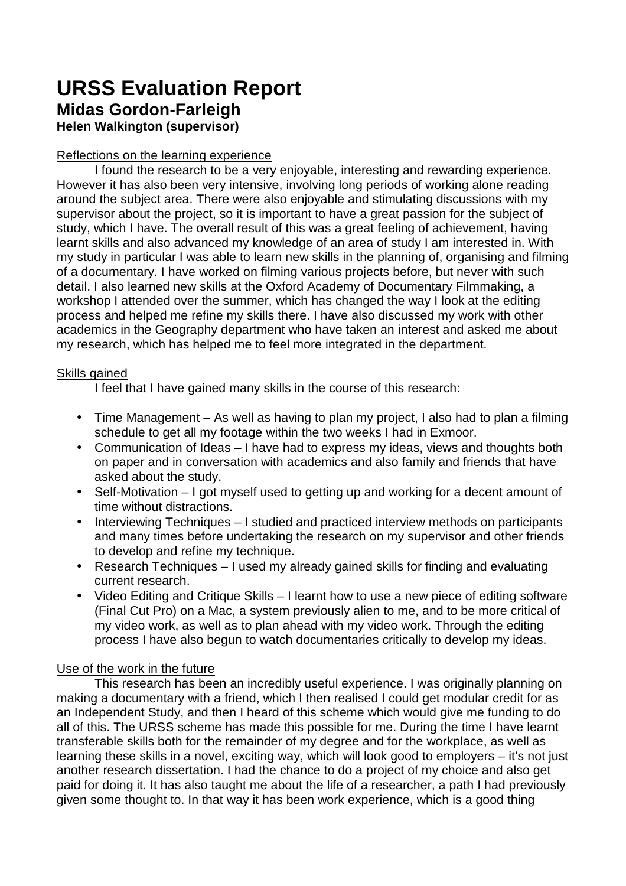# URSS Evaluation Report

## Midas Gordon-Farleigh

### Helen Walkington (supervisor)

Reflections on the learning experience

I found the research to be a very enjoyable, interesting and rewarding experience. However it has also been very intensive, involving long periods of working alone reading around the subject area. There were also enjoyable and stimulating discussions with my supervisor about the project, so it is important to have a great passion for the subject of study, which I have. The overall result of this was a great feeling of achievement, having learnt skills and also advanced my knowledge of an area of study I am interested in. With my study in particular I was able to learn new skills in the planning of, organising and filming of a documentary. I have worked on filming various projects before, but never with such detail. I also learned new skills at the Oxford Academy of Documentary Filmmaking, a workshop I attended over the summer, which has changed the way I look at the editing process and helped me refine my skills there. I have also discussed my work with other academics in the Geography department who have taken an interest and asked me about my research, which has helped me to feel more integrated in the department.

Skills gained

I feel that I have gained many skills in the course of this research:

- Time Management – As well as having to plan my project, I also had to plan a filming schedule to get all my footage within the two weeks I had in Exmoor.
- Communication of Ideas – I have had to express my ideas, views and thoughts both on paper and in conversation with academics and also family and friends that have asked about the study.
- Self-Motivation – I got myself used to getting up and working for a decent amount of time without distractions.
- Interviewing Techniques – I studied and practiced interview methods on participants and many times before undertaking the research on my supervisor and other friends to develop and refine my technique.
- Research Techniques – I used my already gained skills for finding and evaluating current research.
- Video Editing and Critique Skills – I learnt how to use a new piece of editing software (Final Cut Pro) on a Mac, a system previously alien to me, and to be more critical of my video work, as well as to plan ahead with my video work. Through the editing process I have also begun to watch documentaries critically to develop my ideas.

Use of the work in the future

This research has been an incredibly useful experience. I was originally planning on making a documentary with a friend, which I then realised I could get modular credit for as an Independent Study, and then I heard of this scheme which would give me funding to do all of this. The URSS scheme has made this possible for me. During the time I have learnt transferable skills both for the remainder of my degree and for the workplace, as well as learning these skills in a novel, exciting way, which will look good to employers – it's not just another research dissertation. I had the chance to do a project of my choice and also get paid for doing it. It has also taught me about the life of a researcher, a path I had previously given some thought to. In that way it has been work experience, which is a good thing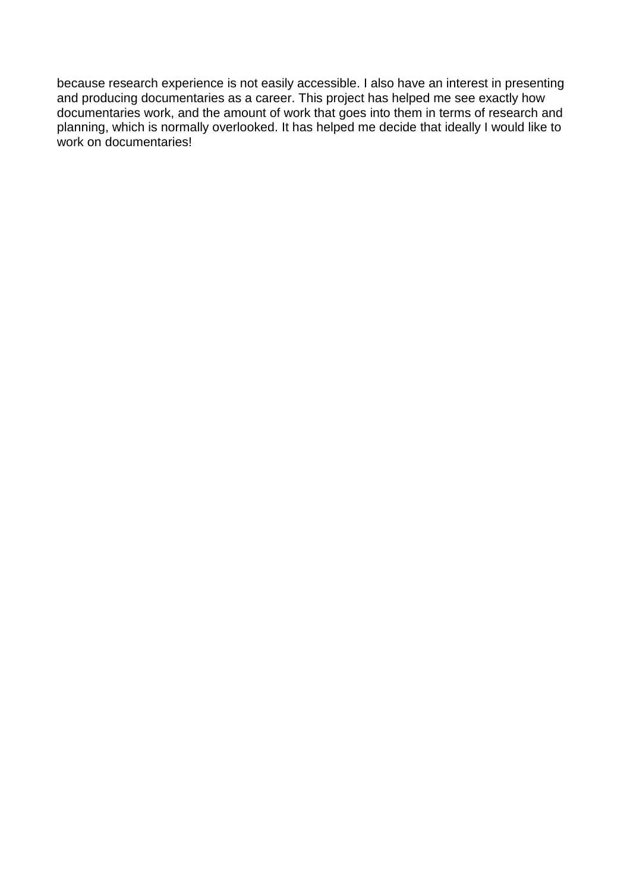because research experience is not easily accessible. I also have an interest in presenting and producing documentaries as a career. This project has helped me see exactly how documentaries work, and the amount of work that goes into them in terms of research and planning, which is normally overlooked. It has helped me decide that ideally I would like to work on documentaries!